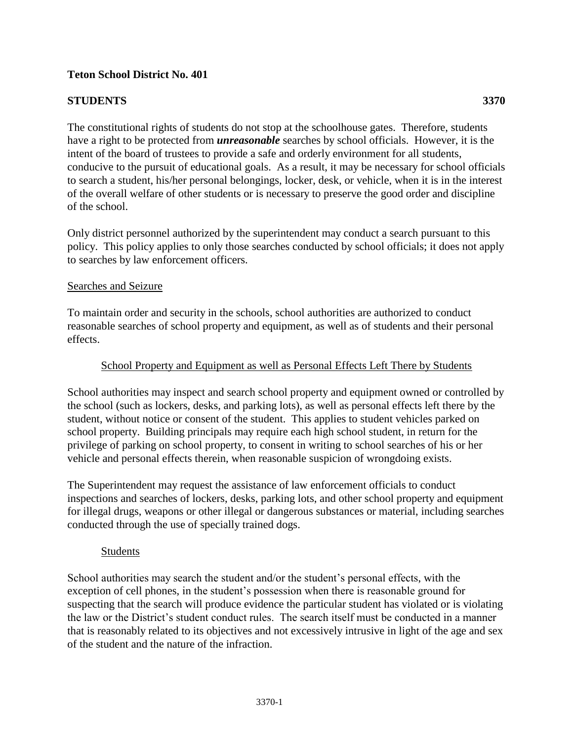**Teton School District No. 401**

**STUDENTS** **3370**

The constitutional rights of students do not stop at the schoolhouse gates. Therefore, students have a right to be protected from ***unreasonable*** searches by school officials. However, it is the intent of the board of trustees to provide a safe and orderly environment for all students, conducive to the pursuit of educational goals. As a result, it may be necessary for school officials to search a student, his/her personal belongings, locker, desk, or vehicle, when it is in the interest of the overall welfare of other students or is necessary to preserve the good order and discipline of the school.

Only district personnel authorized by the superintendent may conduct a search pursuant to this policy. This policy applies to only those searches conducted by school officials; it does not apply to searches by law enforcement officers.

<u>Searches and Seizure</u>

To maintain order and security in the schools, school authorities are authorized to conduct reasonable searches of school property and equipment, as well as of students and their personal effects.

<u>School Property and Equipment as well as Personal Effects Left There by Students</u>

School authorities may inspect and search school property and equipment owned or controlled by the school (such as lockers, desks, and parking lots), as well as personal effects left there by the student, without notice or consent of the student. This applies to student vehicles parked on school property. Building principals may require each high school student, in return for the privilege of parking on school property, to consent in writing to school searches of his or her vehicle and personal effects therein, when reasonable suspicion of wrongdoing exists.

The Superintendent may request the assistance of law enforcement officials to conduct inspections and searches of lockers, desks, parking lots, and other school property and equipment for illegal drugs, weapons or other illegal or dangerous substances or material, including searches conducted through the use of specially trained dogs.

<u>Students</u>

School authorities may search the student and/or the student's personal effects, with the exception of cell phones, in the student's possession when there is reasonable ground for suspecting that the search will produce evidence the particular student has violated or is violating the law or the District's student conduct rules. The search itself must be conducted in a manner that is reasonably related to its objectives and not excessively intrusive in light of the age and sex of the student and the nature of the infraction.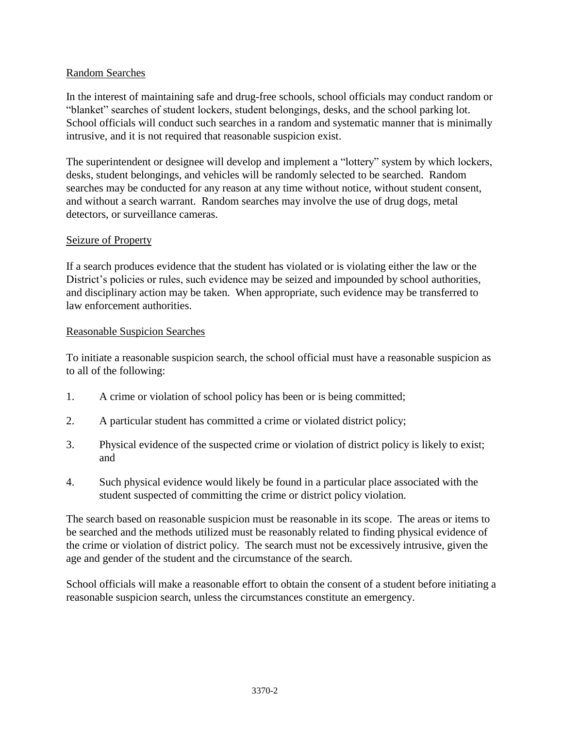## Random Searches

In the interest of maintaining safe and drug-free schools, school officials may conduct random or "blanket" searches of student lockers, student belongings, desks, and the school parking lot. School officials will conduct such searches in a random and systematic manner that is minimally intrusive, and it is not required that reasonable suspicion exist.

The superintendent or designee will develop and implement a "lottery" system by which lockers, desks, student belongings, and vehicles will be randomly selected to be searched. Random searches may be conducted for any reason at any time without notice, without student consent, and without a search warrant. Random searches may involve the use of drug dogs, metal detectors, or surveillance cameras.

## Seizure of Property

If a search produces evidence that the student has violated or is violating either the law or the District's policies or rules, such evidence may be seized and impounded by school authorities, and disciplinary action may be taken. When appropriate, such evidence may be transferred to law enforcement authorities.

## Reasonable Suspicion Searches

To initiate a reasonable suspicion search, the school official must have a reasonable suspicion as to all of the following:

1. A crime or violation of school policy has been or is being committed;
2. A particular student has committed a crime or violated district policy;
3. Physical evidence of the suspected crime or violation of district policy is likely to exist; and
4. Such physical evidence would likely be found in a particular place associated with the student suspected of committing the crime or district policy violation.

The search based on reasonable suspicion must be reasonable in its scope. The areas or items to be searched and the methods utilized must be reasonably related to finding physical evidence of the crime or violation of district policy. The search must not be excessively intrusive, given the age and gender of the student and the circumstance of the search.

School officials will make a reasonable effort to obtain the consent of a student before initiating a reasonable suspicion search, unless the circumstances constitute an emergency.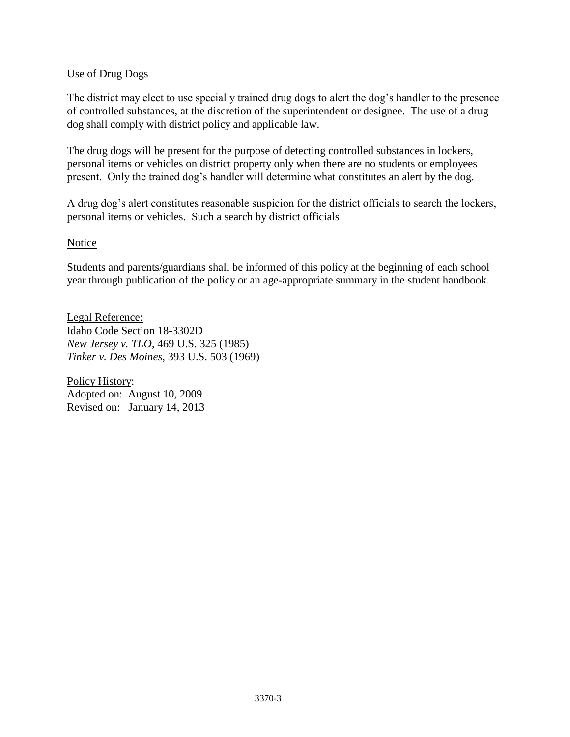## Use of Drug Dogs

The district may elect to use specially trained drug dogs to alert the dog's handler to the presence of controlled substances, at the discretion of the superintendent or designee. The use of a drug dog shall comply with district policy and applicable law.

The drug dogs will be present for the purpose of detecting controlled substances in lockers, personal items or vehicles on district property only when there are no students or employees present. Only the trained dog's handler will determine what constitutes an alert by the dog.

A drug dog's alert constitutes reasonable suspicion for the district officials to search the lockers, personal items or vehicles. Such a search by district officials

## Notice

Students and parents/guardians shall be informed of this policy at the beginning of each school year through publication of the policy or an age-appropriate summary in the student handbook.

Legal Reference:
Idaho Code Section 18-3302D
*New Jersey v. TLO*, 469 U.S. 325 (1985)
*Tinker v. Des Moines*, 393 U.S. 503 (1969)

Policy History:
Adopted on: August 10, 2009
Revised on: January 14, 2013